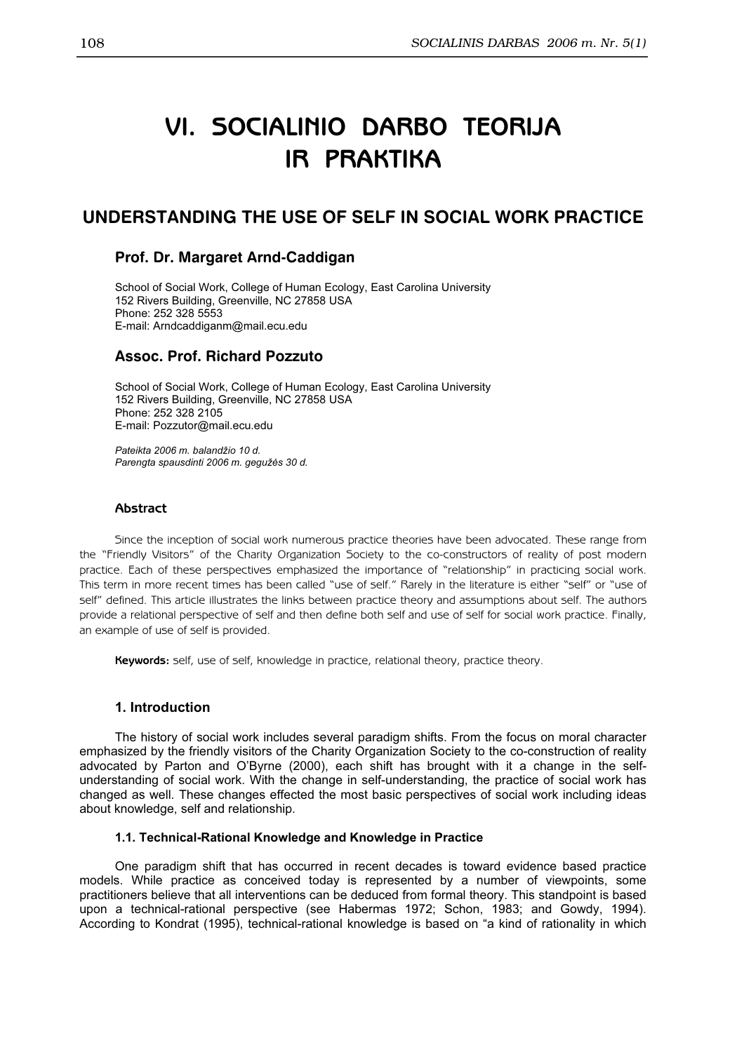# VI. SOCIALINIO DARBO TEORIJA IR PRAKTIKA

## UNDERSTANDING THE USE OF SELF IN SOCIAL WORK PRACTICE

### Prof. Dr. Margaret Arnd-Caddigan

School of Social Work, College of Human Ecology, East Carolina University
152 Rivers Building, Greenville, NC 27858 USA
Phone: 252 328 5553
E-mail: Arndcaddiganm@mail.ecu.edu

### Assoc. Prof. Richard Pozzuto

School of Social Work, College of Human Ecology, East Carolina University
152 Rivers Building, Greenville, NC 27858 USA
Phone: 252 328 2105
E-mail: Pozzutor@mail.ecu.edu

*Pateikta 2006 m. balandžio 10 d.*
*Parengta spausdinti 2006 m. gegužės 30 d.*

#### Abstract

Since the inception of social work numerous practice theories have been advocated. These range from the "Friendly Visitors" of the Charity Organization Society to the co-constructors of reality of post modern practice. Each of these perspectives emphasized the importance of "relationship" in practicing social work. This term in more recent times has been called "use of self." Rarely in the literature is either "self" or "use of self" defined. This article illustrates the links between practice theory and assumptions about self. The authors provide a relational perspective of self and then define both self and use of self for social work practice. Finally, an example of use of self is provided.

**Keywords:** self, use of self, knowledge in practice, relational theory, practice theory.

### 1. Introduction

The history of social work includes several paradigm shifts. From the focus on moral character emphasized by the friendly visitors of the Charity Organization Society to the co-construction of reality advocated by Parton and O'Byrne (2000), each shift has brought with it a change in the self-understanding of social work. With the change in self-understanding, the practice of social work has changed as well. These changes effected the most basic perspectives of social work including ideas about knowledge, self and relationship.

#### 1.1. Technical-Rational Knowledge and Knowledge in Practice

One paradigm shift that has occurred in recent decades is toward evidence based practice models. While practice as conceived today is represented by a number of viewpoints, some practitioners believe that all interventions can be deduced from formal theory. This standpoint is based upon a technical-rational perspective (see Habermas 1972; Schon, 1983; and Gowdy, 1994). According to Kondrat (1995), technical-rational knowledge is based on "a kind of rationality in which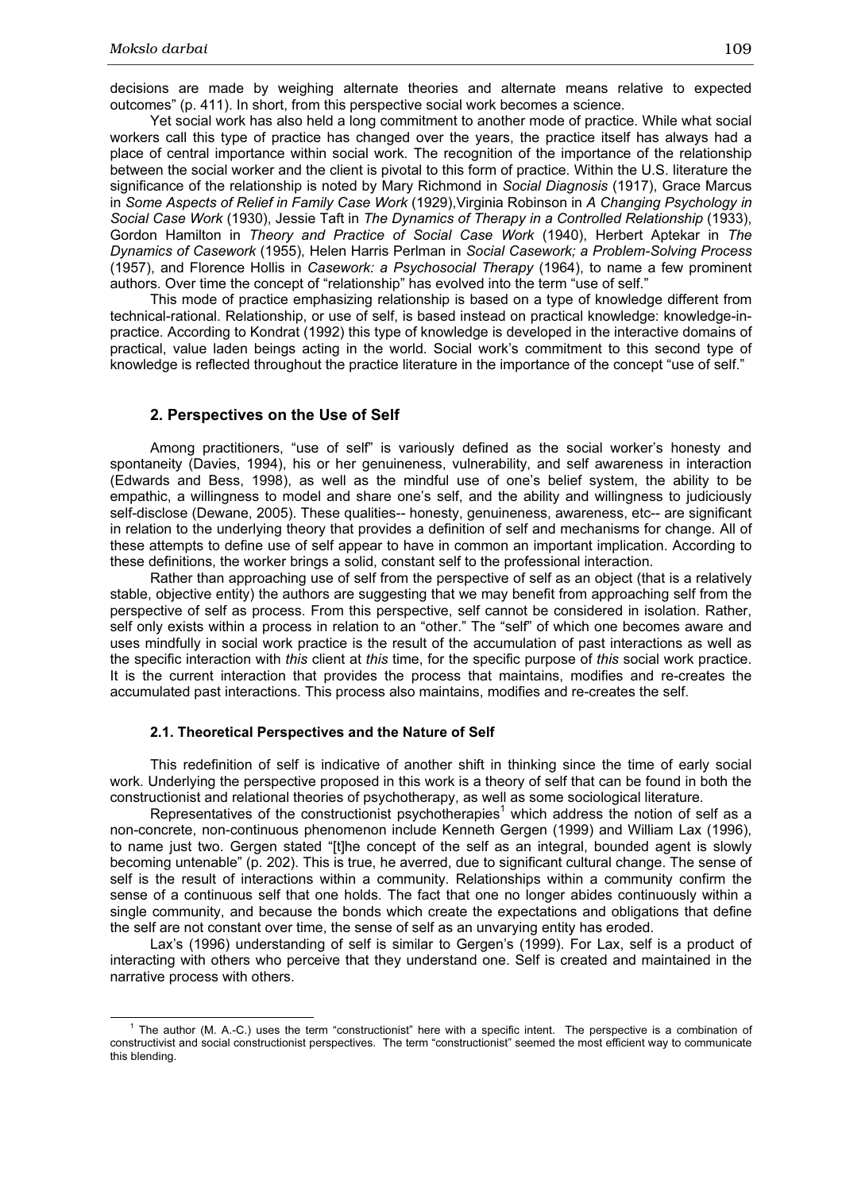decisions are made by weighing alternate theories and alternate means relative to expected outcomes" (p. 411). In short, from this perspective social work becomes a science.

Yet social work has also held a long commitment to another mode of practice. While what social workers call this type of practice has changed over the years, the practice itself has always had a place of central importance within social work. The recognition of the importance of the relationship between the social worker and the client is pivotal to this form of practice. Within the U.S. literature the significance of the relationship is noted by Mary Richmond in *Social Diagnosis* (1917), Grace Marcus in *Some Aspects of Relief in Family Case Work* (1929),Virginia Robinson in *A Changing Psychology in Social Case Work* (1930), Jessie Taft in *The Dynamics of Therapy in a Controlled Relationship* (1933), Gordon Hamilton in *Theory and Practice of Social Case Work* (1940), Herbert Aptekar in *The Dynamics of Casework* (1955), Helen Harris Perlman in *Social Casework; a Problem-Solving Process* (1957), and Florence Hollis in *Casework: a Psychosocial Therapy* (1964), to name a few prominent authors. Over time the concept of "relationship" has evolved into the term "use of self."

This mode of practice emphasizing relationship is based on a type of knowledge different from technical-rational. Relationship, or use of self, is based instead on practical knowledge: knowledge-in-practice. According to Kondrat (1992) this type of knowledge is developed in the interactive domains of practical, value laden beings acting in the world. Social work's commitment to this second type of knowledge is reflected throughout the practice literature in the importance of the concept "use of self."

## 2. Perspectives on the Use of Self

Among practitioners, "use of self" is variously defined as the social worker's honesty and spontaneity (Davies, 1994), his or her genuineness, vulnerability, and self awareness in interaction (Edwards and Bess, 1998), as well as the mindful use of one's belief system, the ability to be empathic, a willingness to model and share one's self, and the ability and willingness to judiciously self-disclose (Dewane, 2005). These qualities-- honesty, genuineness, awareness, etc-- are significant in relation to the underlying theory that provides a definition of self and mechanisms for change. All of these attempts to define use of self appear to have in common an important implication. According to these definitions, the worker brings a solid, constant self to the professional interaction.

Rather than approaching use of self from the perspective of self as an object (that is a relatively stable, objective entity) the authors are suggesting that we may benefit from approaching self from the perspective of self as process. From this perspective, self cannot be considered in isolation. Rather, self only exists within a process in relation to an "other." The "self" of which one becomes aware and uses mindfully in social work practice is the result of the accumulation of past interactions as well as the specific interaction with *this* client at *this* time, for the specific purpose of *this* social work practice. It is the current interaction that provides the process that maintains, modifies and re-creates the accumulated past interactions. This process also maintains, modifies and re-creates the self.

### 2.1. Theoretical Perspectives and the Nature of Self

This redefinition of self is indicative of another shift in thinking since the time of early social work. Underlying the perspective proposed in this work is a theory of self that can be found in both the constructionist and relational theories of psychotherapy, as well as some sociological literature.

Representatives of the constructionist psychotherapies[1] which address the notion of self as a non-concrete, non-continuous phenomenon include Kenneth Gergen (1999) and William Lax (1996), to name just two. Gergen stated "[t]he concept of the self as an integral, bounded agent is slowly becoming untenable" (p. 202). This is true, he averred, due to significant cultural change. The sense of self is the result of interactions within a community. Relationships within a community confirm the sense of a continuous self that one holds. The fact that one no longer abides continuously within a single community, and because the bonds which create the expectations and obligations that define the self are not constant over time, the sense of self as an unvarying entity has eroded.

Lax's (1996) understanding of self is similar to Gergen's (1999). For Lax, self is a product of interacting with others who perceive that they understand one. Self is created and maintained in the narrative process with others.

[1] The author (M. A.-C.) uses the term "constructionist" here with a specific intent. The perspective is a combination of constructivist and social constructionist perspectives. The term "constructionist" seemed the most efficient way to communicate this blending.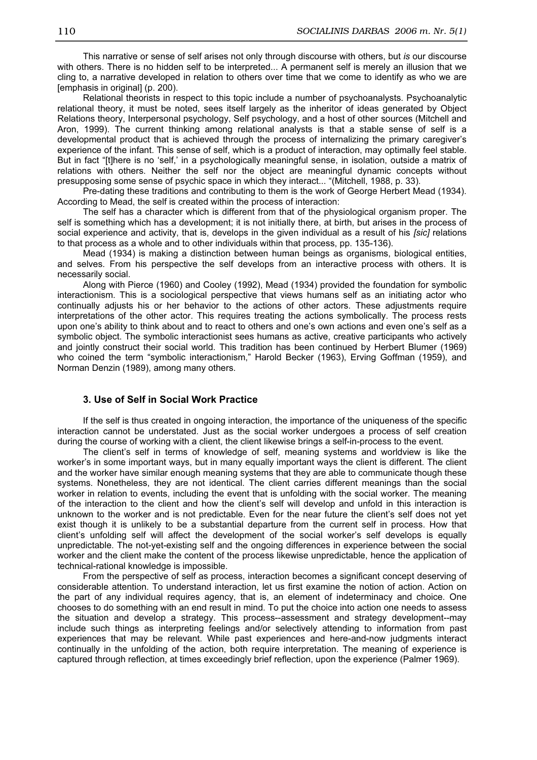This narrative or sense of self arises not only through discourse with others, but *is* our discourse with others. There is no hidden self to be interpreted... A permanent self is merely an illusion that we cling to, a narrative developed in relation to others over time that we come to identify as who we are [emphasis in original] (p. 200).

Relational theorists in respect to this topic include a number of psychoanalysts. Psychoanalytic relational theory, it must be noted, sees itself largely as the inheritor of ideas generated by Object Relations theory, Interpersonal psychology, Self psychology, and a host of other sources (Mitchell and Aron, 1999). The current thinking among relational analysts is that a stable sense of self is a developmental product that is achieved through the process of internalizing the primary caregiver's experience of the infant. This sense of self, which is a product of interaction, may optimally feel stable. But in fact "[t]here is no 'self,' in a psychologically meaningful sense, in isolation, outside a matrix of relations with others. Neither the self nor the object are meaningful dynamic concepts without presupposing some sense of psychic space in which they interact... "(Mitchell, 1988, p. 33).

Pre-dating these traditions and contributing to them is the work of George Herbert Mead (1934). According to Mead, the self is created within the process of interaction:

The self has a character which is different from that of the physiological organism proper. The self is something which has a development; it is not initially there, at birth, but arises in the process of social experience and activity, that is, develops in the given individual as a result of his *[sic]* relations to that process as a whole and to other individuals within that process, pp. 135-136).

Mead (1934) is making a distinction between human beings as organisms, biological entities, and selves. From his perspective the self develops from an interactive process with others. It is necessarily social.

Along with Pierce (1960) and Cooley (1992), Mead (1934) provided the foundation for symbolic interactionism. This is a sociological perspective that views humans self as an initiating actor who continually adjusts his or her behavior to the actions of other actors. These adjustments require interpretations of the other actor. This requires treating the actions symbolically. The process rests upon one's ability to think about and to react to others and one's own actions and even one's self as a symbolic object. The symbolic interactionist sees humans as active, creative participants who actively and jointly construct their social world. This tradition has been continued by Herbert Blumer (1969) who coined the term "symbolic interactionism," Harold Becker (1963), Erving Goffman (1959), and Norman Denzin (1989), among many others.

## 3. Use of Self in Social Work Practice

If the self is thus created in ongoing interaction, the importance of the uniqueness of the specific interaction cannot be understated. Just as the social worker undergoes a process of self creation during the course of working with a client, the client likewise brings a self-in-process to the event.

The client's self in terms of knowledge of self, meaning systems and worldview is like the worker's in some important ways, but in many equally important ways the client is different. The client and the worker have similar enough meaning systems that they are able to communicate though these systems. Nonetheless, they are not identical. The client carries different meanings than the social worker in relation to events, including the event that is unfolding with the social worker. The meaning of the interaction to the client and how the client's self will develop and unfold in this interaction is unknown to the worker and is not predictable. Even for the near future the client's self does not yet exist though it is unlikely to be a substantial departure from the current self in process. How that client's unfolding self will affect the development of the social worker's self develops is equally unpredictable. The not-yet-existing self and the ongoing differences in experience between the social worker and the client make the content of the process likewise unpredictable, hence the application of technical-rational knowledge is impossible.

From the perspective of self as process, interaction becomes a significant concept deserving of considerable attention. To understand interaction, let us first examine the notion of action. Action on the part of any individual requires agency, that is, an element of indeterminacy and choice. One chooses to do something with an end result in mind. To put the choice into action one needs to assess the situation and develop a strategy. This process--assessment and strategy development--may include such things as interpreting feelings and/or selectively attending to information from past experiences that may be relevant. While past experiences and here-and-now judgments interact continually in the unfolding of the action, both require interpretation. The meaning of experience is captured through reflection, at times exceedingly brief reflection, upon the experience (Palmer 1969).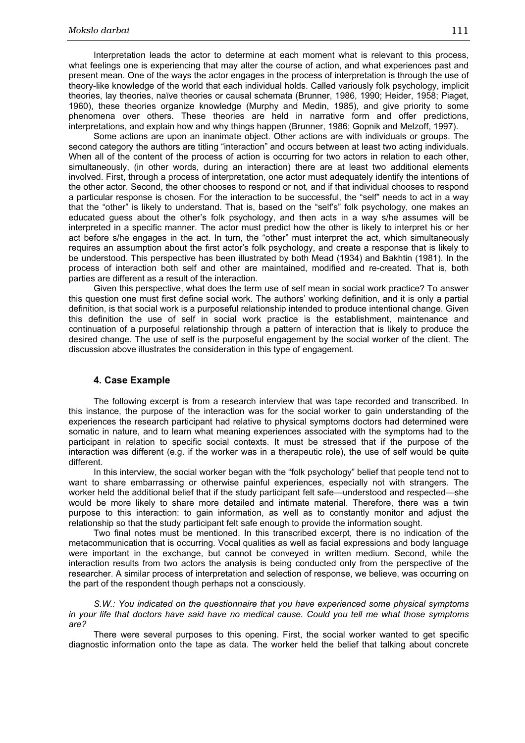Interpretation leads the actor to determine at each moment what is relevant to this process, what feelings one is experiencing that may alter the course of action, and what experiences past and present mean. One of the ways the actor engages in the process of interpretation is through the use of theory-like knowledge of the world that each individual holds. Called variously folk psychology, implicit theories, lay theories, naïve theories or causal schemata (Brunner, 1986, 1990; Heider, 1958; Piaget, 1960), these theories organize knowledge (Murphy and Medin, 1985), and give priority to some phenomena over others. These theories are held in narrative form and offer predictions, interpretations, and explain how and why things happen (Brunner, 1986; Gopnik and Melzoff, 1997).

Some actions are upon an inanimate object. Other actions are with individuals or groups. The second category the authors are titling "interaction" and occurs between at least two acting individuals. When all of the content of the process of action is occurring for two actors in relation to each other, simultaneously, (in other words, during an interaction) there are at least two additional elements involved. First, through a process of interpretation, one actor must adequately identify the intentions of the other actor. Second, the other chooses to respond or not, and if that individual chooses to respond a particular response is chosen. For the interaction to be successful, the "self" needs to act in a way that the "other" is likely to understand. That is, based on the "self's" folk psychology, one makes an educated guess about the other's folk psychology, and then acts in a way s/he assumes will be interpreted in a specific manner. The actor must predict how the other is likely to interpret his or her act before s/he engages in the act. In turn, the "other" must interpret the act, which simultaneously requires an assumption about the first actor's folk psychology, and create a response that is likely to be understood. This perspective has been illustrated by both Mead (1934) and Bakhtin (1981). In the process of interaction both self and other are maintained, modified and re-created. That is, both parties are different as a result of the interaction.

Given this perspective, what does the term use of self mean in social work practice? To answer this question one must first define social work. The authors' working definition, and it is only a partial definition, is that social work is a purposeful relationship intended to produce intentional change. Given this definition the use of self in social work practice is the establishment, maintenance and continuation of a purposeful relationship through a pattern of interaction that is likely to produce the desired change. The use of self is the purposeful engagement by the social worker of the client. The discussion above illustrates the consideration in this type of engagement.

## 4. Case Example

The following excerpt is from a research interview that was tape recorded and transcribed. In this instance, the purpose of the interaction was for the social worker to gain understanding of the experiences the research participant had relative to physical symptoms doctors had determined were somatic in nature, and to learn what meaning experiences associated with the symptoms had to the participant in relation to specific social contexts. It must be stressed that if the purpose of the interaction was different (e.g. if the worker was in a therapeutic role), the use of self would be quite different.

In this interview, the social worker began with the "folk psychology" belief that people tend not to want to share embarrassing or otherwise painful experiences, especially not with strangers. The worker held the additional belief that if the study participant felt safe—understood and respected—she would be more likely to share more detailed and intimate material. Therefore, there was a twin purpose to this interaction: to gain information, as well as to constantly monitor and adjust the relationship so that the study participant felt safe enough to provide the information sought.

Two final notes must be mentioned. In this transcribed excerpt, there is no indication of the metacommunication that is occurring. Vocal qualities as well as facial expressions and body language were important in the exchange, but cannot be conveyed in written medium. Second, while the interaction results from two actors the analysis is being conducted only from the perspective of the researcher. A similar process of interpretation and selection of response, we believe, was occurring on the part of the respondent though perhaps not a consciously.

*S.W.: You indicated on the questionnaire that you have experienced some physical symptoms in your life that doctors have said have no medical cause. Could you tell me what those symptoms are?*

There were several purposes to this opening. First, the social worker wanted to get specific diagnostic information onto the tape as data. The worker held the belief that talking about concrete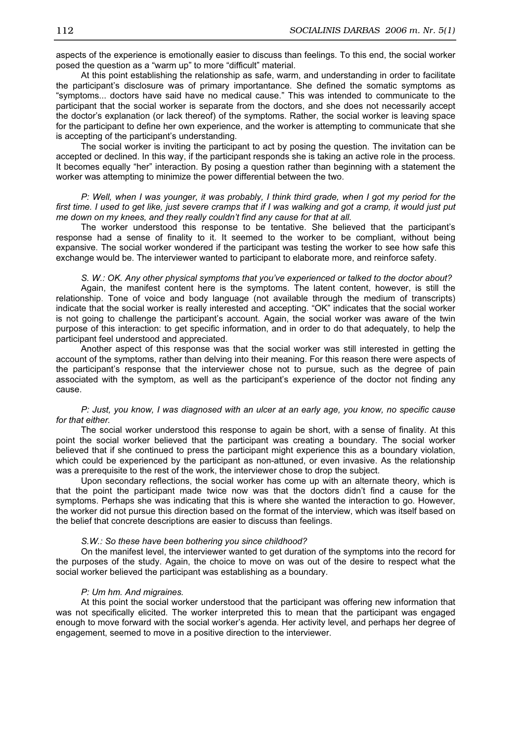aspects of the experience is emotionally easier to discuss than feelings. To this end, the social worker posed the question as a "warm up" to more "difficult" material.

At this point establishing the relationship as safe, warm, and understanding in order to facilitate the participant's disclosure was of primary importantance. She defined the somatic symptoms as "symptoms... doctors have said have no medical cause." This was intended to communicate to the participant that the social worker is separate from the doctors, and she does not necessarily accept the doctor's explanation (or lack thereof) of the symptoms. Rather, the social worker is leaving space for the participant to define her own experience, and the worker is attempting to communicate that she is accepting of the participant's understanding.

The social worker is inviting the participant to act by posing the question. The invitation can be accepted or declined. In this way, if the participant responds she is taking an active role in the process. It becomes equally "her" interaction. By posing a question rather than beginning with a statement the worker was attempting to minimize the power differential between the two.

*P: Well, when I was younger, it was probably, I think third grade, when I got my period for the first time. I used to get like, just severe cramps that if I was walking and got a cramp, it would just put me down on my knees, and they really couldn't find any cause for that at all.*

The worker understood this response to be tentative. She believed that the participant's response had a sense of finality to it. It seemed to the worker to be compliant, without being expansive. The social worker wondered if the participant was testing the worker to see how safe this exchange would be. The interviewer wanted to participant to elaborate more, and reinforce safety.

*S. W.: OK. Any other physical symptoms that you've experienced or talked to the doctor about?*

Again, the manifest content here is the symptoms. The latent content, however, is still the relationship. Tone of voice and body language (not available through the medium of transcripts) indicate that the social worker is really interested and accepting. "OK" indicates that the social worker is not going to challenge the participant's account. Again, the social worker was aware of the twin purpose of this interaction: to get specific information, and in order to do that adequately, to help the participant feel understood and appreciated.

Another aspect of this response was that the social worker was still interested in getting the account of the symptoms, rather than delving into their meaning. For this reason there were aspects of the participant's response that the interviewer chose not to pursue, such as the degree of pain associated with the symptom, as well as the participant's experience of the doctor not finding any cause.

*P: Just, you know, I was diagnosed with an ulcer at an early age, you know, no specific cause for that either.*

The social worker understood this response to again be short, with a sense of finality. At this point the social worker believed that the participant was creating a boundary. The social worker believed that if she continued to press the participant might experience this as a boundary violation, which could be experienced by the participant as non-attuned, or even invasive. As the relationship was a prerequisite to the rest of the work, the interviewer chose to drop the subject.

Upon secondary reflections, the social worker has come up with an alternate theory, which is that the point the participant made twice now was that the doctors didn't find a cause for the symptoms. Perhaps she was indicating that this is where she wanted the interaction to go. However, the worker did not pursue this direction based on the format of the interview, which was itself based on the belief that concrete descriptions are easier to discuss than feelings.

*S.W.: So these have been bothering you since childhood?*

On the manifest level, the interviewer wanted to get duration of the symptoms into the record for the purposes of the study. Again, the choice to move on was out of the desire to respect what the social worker believed the participant was establishing as a boundary.

*P: Um hm. And migraines.*

At this point the social worker understood that the participant was offering new information that was not specifically elicited. The worker interpreted this to mean that the participant was engaged enough to move forward with the social worker's agenda. Her activity level, and perhaps her degree of engagement, seemed to move in a positive direction to the interviewer.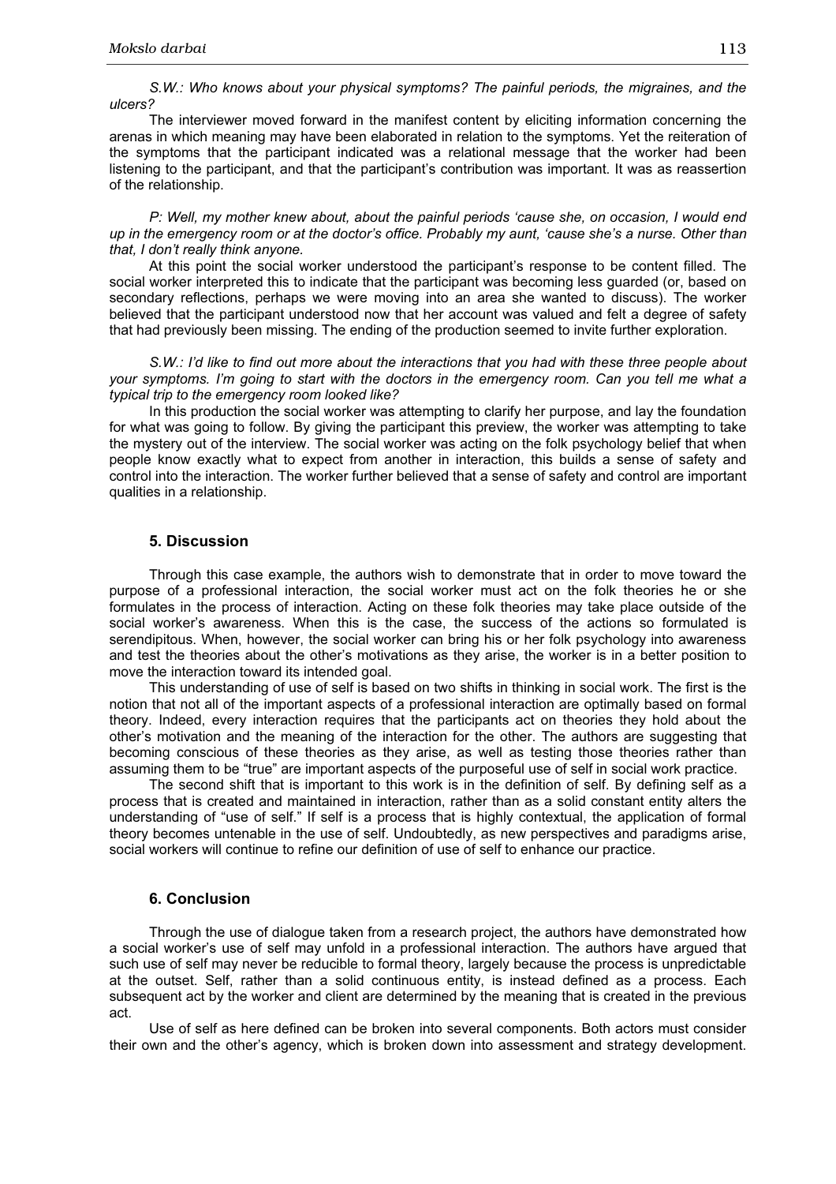*S.W.: Who knows about your physical symptoms? The painful periods, the migraines, and the ulcers?*

The interviewer moved forward in the manifest content by eliciting information concerning the arenas in which meaning may have been elaborated in relation to the symptoms. Yet the reiteration of the symptoms that the participant indicated was a relational message that the worker had been listening to the participant, and that the participant's contribution was important. It was as reassertion of the relationship.

*P: Well, my mother knew about, about the painful periods 'cause she, on occasion, I would end up in the emergency room or at the doctor's office. Probably my aunt, 'cause she's a nurse. Other than that, I don't really think anyone.*

At this point the social worker understood the participant's response to be content filled. The social worker interpreted this to indicate that the participant was becoming less guarded (or, based on secondary reflections, perhaps we were moving into an area she wanted to discuss). The worker believed that the participant understood now that her account was valued and felt a degree of safety that had previously been missing. The ending of the production seemed to invite further exploration.

*S.W.: I'd like to find out more about the interactions that you had with these three people about your symptoms. I'm going to start with the doctors in the emergency room. Can you tell me what a typical trip to the emergency room looked like?*

In this production the social worker was attempting to clarify her purpose, and lay the foundation for what was going to follow. By giving the participant this preview, the worker was attempting to take the mystery out of the interview. The social worker was acting on the folk psychology belief that when people know exactly what to expect from another in interaction, this builds a sense of safety and control into the interaction. The worker further believed that a sense of safety and control are important qualities in a relationship.

## 5. Discussion

Through this case example, the authors wish to demonstrate that in order to move toward the purpose of a professional interaction, the social worker must act on the folk theories he or she formulates in the process of interaction. Acting on these folk theories may take place outside of the social worker's awareness. When this is the case, the success of the actions so formulated is serendipitous. When, however, the social worker can bring his or her folk psychology into awareness and test the theories about the other's motivations as they arise, the worker is in a better position to move the interaction toward its intended goal.

This understanding of use of self is based on two shifts in thinking in social work. The first is the notion that not all of the important aspects of a professional interaction are optimally based on formal theory. Indeed, every interaction requires that the participants act on theories they hold about the other's motivation and the meaning of the interaction for the other. The authors are suggesting that becoming conscious of these theories as they arise, as well as testing those theories rather than assuming them to be "true" are important aspects of the purposeful use of self in social work practice.

The second shift that is important to this work is in the definition of self. By defining self as a process that is created and maintained in interaction, rather than as a solid constant entity alters the understanding of "use of self." If self is a process that is highly contextual, the application of formal theory becomes untenable in the use of self. Undoubtedly, as new perspectives and paradigms arise, social workers will continue to refine our definition of use of self to enhance our practice.

## 6. Conclusion

Through the use of dialogue taken from a research project, the authors have demonstrated how a social worker's use of self may unfold in a professional interaction. The authors have argued that such use of self may never be reducible to formal theory, largely because the process is unpredictable at the outset. Self, rather than a solid continuous entity, is instead defined as a process. Each subsequent act by the worker and client are determined by the meaning that is created in the previous act.

Use of self as here defined can be broken into several components. Both actors must consider their own and the other's agency, which is broken down into assessment and strategy development.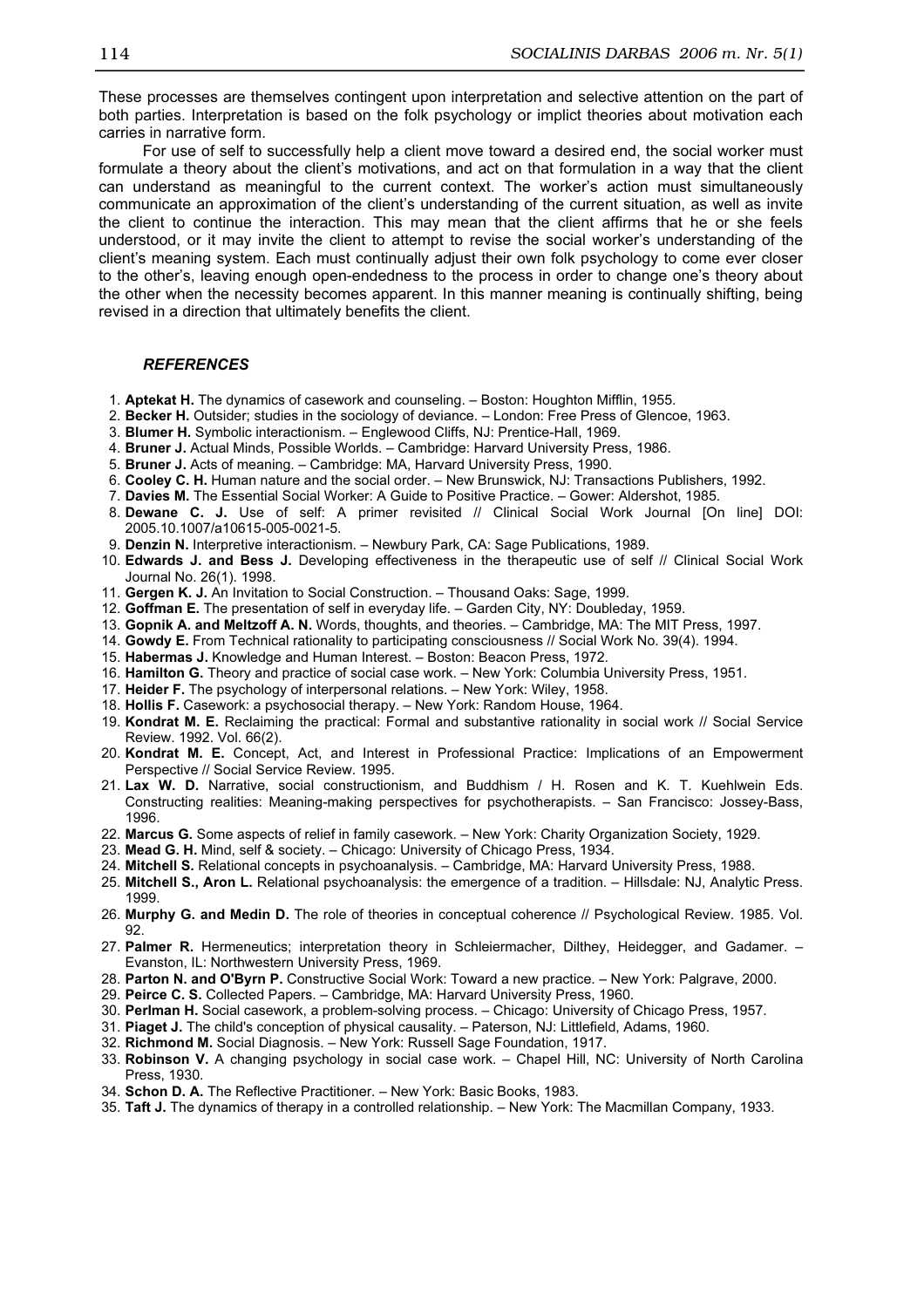These processes are themselves contingent upon interpretation and selective attention on the part of both parties. Interpretation is based on the folk psychology or implict theories about motivation each carries in narrative form.

For use of self to successfully help a client move toward a desired end, the social worker must formulate a theory about the client's motivations, and act on that formulation in a way that the client can understand as meaningful to the current context. The worker's action must simultaneously communicate an approximation of the client's understanding of the current situation, as well as invite the client to continue the interaction. This may mean that the client affirms that he or she feels understood, or it may invite the client to attempt to revise the social worker's understanding of the client's meaning system. Each must continually adjust their own folk psychology to come ever closer to the other's, leaving enough open-endedness to the process in order to change one's theory about the other when the necessity becomes apparent. In this manner meaning is continually shifting, being revised in a direction that ultimately benefits the client.

### *REFERENCES*

1. **Aptekat H.** The dynamics of casework and counseling. – Boston: Houghton Mifflin, 1955.
2. **Becker H.** Outsider; studies in the sociology of deviance. – London: Free Press of Glencoe, 1963.
3. **Blumer H.** Symbolic interactionism. – Englewood Cliffs, NJ: Prentice-Hall, 1969.
4. **Bruner J.** Actual Minds, Possible Worlds. – Cambridge: Harvard University Press, 1986.
5. **Bruner J.** Acts of meaning. – Cambridge: MA, Harvard University Press, 1990.
6. **Cooley C. H.** Human nature and the social order. – New Brunswick, NJ: Transactions Publishers, 1992.
7. **Davies M.** The Essential Social Worker: A Guide to Positive Practice. – Gower: Aldershot, 1985.
8. **Dewane C. J.** Use of self: A primer revisited // Clinical Social Work Journal [On line] DOI: 2005.10.1007/a10615-005-0021-5.
9. **Denzin N.** Interpretive interactionism. – Newbury Park, CA: Sage Publications, 1989.
10. **Edwards J. and Bess J.** Developing effectiveness in the therapeutic use of self // Clinical Social Work Journal No. 26(1). 1998.
11. **Gergen K. J.** An Invitation to Social Construction. – Thousand Oaks: Sage, 1999.
12. **Goffman E.** The presentation of self in everyday life. – Garden City, NY: Doubleday, 1959.
13. **Gopnik A. and Meltzoff A. N.** Words, thoughts, and theories. – Cambridge, MA: The MIT Press, 1997.
14. **Gowdy E.** From Technical rationality to participating consciousness // Social Work No. 39(4). 1994.
15. **Habermas J.** Knowledge and Human Interest. – Boston: Beacon Press, 1972.
16. **Hamilton G.** Theory and practice of social case work. – New York: Columbia University Press, 1951.
17. **Heider F.** The psychology of interpersonal relations. – New York: Wiley, 1958.
18. **Hollis F.** Casework: a psychosocial therapy. – New York: Random House, 1964.
19. **Kondrat M. E.** Reclaiming the practical: Formal and substantive rationality in social work // Social Service Review. 1992. Vol. 66(2).
20. **Kondrat M. E.** Concept, Act, and Interest in Professional Practice: Implications of an Empowerment Perspective // Social Service Review. 1995.
21. **Lax W. D.** Narrative, social constructionism, and Buddhism / H. Rosen and K. T. Kuehlwein Eds. Constructing realities: Meaning-making perspectives for psychotherapists. – San Francisco: Jossey-Bass, 1996.
22. **Marcus G.** Some aspects of relief in family casework. – New York: Charity Organization Society, 1929.
23. **Mead G. H.** Mind, self & society. – Chicago: University of Chicago Press, 1934.
24. **Mitchell S.** Relational concepts in psychoanalysis. – Cambridge, MA: Harvard University Press, 1988.
25. **Mitchell S., Aron L.** Relational psychoanalysis: the emergence of a tradition. – Hillsdale: NJ, Analytic Press. 1999.
26. **Murphy G. and Medin D.** The role of theories in conceptual coherence // Psychological Review. 1985. Vol. 92.
27. **Palmer R.** Hermeneutics; interpretation theory in Schleiermacher, Dilthey, Heidegger, and Gadamer. – Evanston, IL: Northwestern University Press, 1969.
28. **Parton N. and O'Byrn P.** Constructive Social Work: Toward a new practice. – New York: Palgrave, 2000.
29. **Peirce C. S.** Collected Papers. – Cambridge, MA: Harvard University Press, 1960.
30. **Perlman H.** Social casework, a problem-solving process. – Chicago: University of Chicago Press, 1957.
31. **Piaget J.** The child's conception of physical causality. – Paterson, NJ: Littlefield, Adams, 1960.
32. **Richmond M.** Social Diagnosis. – New York: Russell Sage Foundation, 1917.
33. **Robinson V.** A changing psychology in social case work. – Chapel Hill, NC: University of North Carolina Press, 1930.
34. **Schon D. A.** The Reflective Practitioner. – New York: Basic Books, 1983.
35. **Taft J.** The dynamics of therapy in a controlled relationship. – New York: The Macmillan Company, 1933.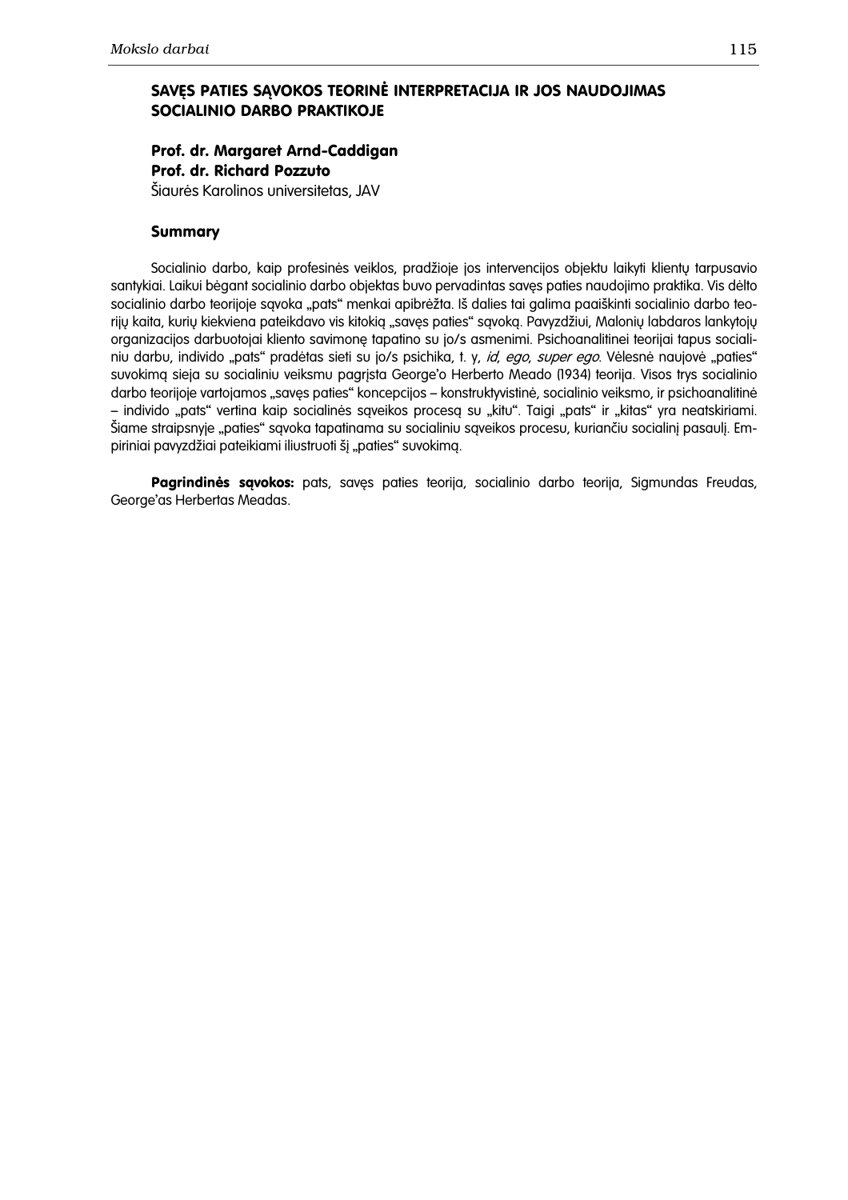## SAVĘS PATIES SĄVOKOS TEORINĖ INTERPRETACIJA IR JOS NAUDOJIMAS SOCIALINIO DARBO PRAKTIKOJE

**Prof. dr. Margaret Arnd-Caddigan**
**Prof. dr. Richard Pozzuto**
Šiaurės Karolinos universitetas, JAV

### Summary

Socialinio darbo, kaip profesinės veiklos, pradžioje jos intervencijos objektu laikyti klientų tarpusavio santykiai. Laikui bėgant socialinio darbo objektas buvo pervadintas savęs paties naudojimo praktika. Vis dėlto socialinio darbo teorijoje sąvoka „pats" menkai apibrėžta. Iš dalies tai galima paaiškinti socialinio darbo teorijų kaita, kurių kiekviena pateikdavo vis kitokią „savęs paties" sąvoką. Pavyzdžiui, Malonių labdaros lankytojų organizacijos darbuotojai kliento savimonę tapatino su jo/s asmenimi. Psichoanalitinei teorijai tapus socialiniu darbu, individo „pats" pradėtas sieti su jo/s psichika, t. y, *id*, *ego*, *super ego*. Vėlesnė naujovė „paties" suvokimą sieja su socialiniu veiksmu pagrįsta George'o Herberto Meado (1934) teorija. Visos trys socialinio darbo teorijoje vartojamos „savęs paties" koncepcijos – konstruktyvistinė, socialinio veiksmo, ir psichoanalitinė – individo „pats" vertina kaip socialinės sąveikos procesą su „kitu". Taigi „pats" ir „kitas" yra neatskiriami. Šiame straipsnyje „paties" sąvoka tapatinama su socialiniu sąveikos procesu, kuriančiu socialinį pasaulį. Empiriniai pavyzdžiai pateikiami iliustruoti šį „paties" suvokimą.

**Pagrindinės sąvokos:** pats, savęs paties teorija, socialinio darbo teorija, Sigmundas Freudas, George'as Herbertas Meadas.